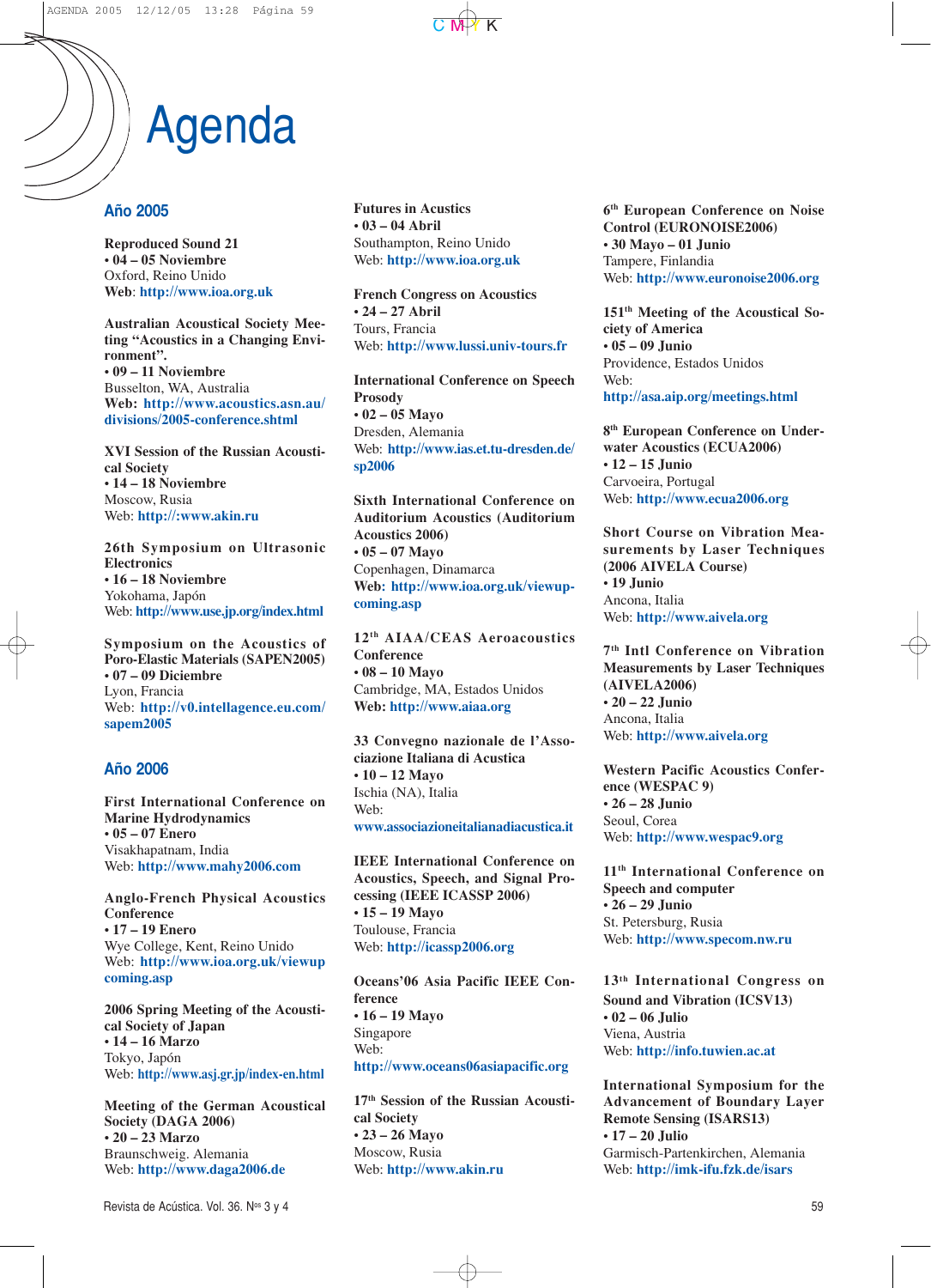# Agenda

## Año 2005

**Reproduced Sound 21**
**• 04 – 05 Noviembre**
Oxford, Reino Unido
**Web**: **http://www.ioa.org.uk**

**Australian Acoustical Society Meeting "Acoustics in a Changing Environment".**
**• 09 – 11 Noviembre**
Busselton, WA, Australia
**Web: http://www.acoustics.asn.au/divisions/2005-conference.shtml**

**XVI Session of the Russian Acoustical Society**
**• 14 – 18 Noviembre**
Moscow, Rusia
Web: **http://:www.akin.ru**

**26th Symposium on Ultrasonic Electronics**
**• 16 – 18 Noviembre**
Yokohama, Japón
Web: **http://www.use.jp.org/index.html**

**Symposium on the Acoustics of Poro-Elastic Materials (SAPEN2005)**
**• 07 – 09 Diciembre**
Lyon, Francia
Web: **http://v0.intellagence.eu.com/sapem2005**

## Año 2006

**First International Conference on Marine Hydrodynamics**
**• 05 – 07 Enero**
Visakhapatnam, India
Web: **http://www.mahy2006.com**

**Anglo-French Physical Acoustics Conference**
**• 17 – 19 Enero**
Wye College, Kent, Reino Unido
Web: **http://www.ioa.org.uk/viewupcoming.asp**

**2006 Spring Meeting of the Acoustical Society of Japan**
**• 14 – 16 Marzo**
Tokyo, Japón
Web: **http://www.asj.gr.jp/index-en.html**

**Meeting of the German Acoustical Society (DAGA 2006)**
**• 20 – 23 Marzo**
Braunschweig. Alemania
Web: **http://www.daga2006.de**

**Futures in Acustics**
**• 03 – 04 Abril**
Southampton, Reino Unido
Web: **http://www.ioa.org.uk**

**French Congress on Acoustics**
**• 24 – 27 Abril**
Tours, Francia
Web: **http://www.lussi.univ-tours.fr**

**International Conference on Speech Prosody**
**• 02 – 05 Mayo**
Dresden, Alemania
Web: **http://www.ias.et.tu-dresden.de/sp2006**

**Sixth International Conference on Auditorium Acoustics (Auditorium Acoustics 2006)**
**• 05 – 07 Mayo**
Copenhagen, Dinamarca
**Web: http://www.ioa.org.uk/viewupcoming.asp**

**12th AIAA/CEAS Aeroacoustics Conference**
**• 08 – 10 Mayo**
Cambridge, MA, Estados Unidos
**Web: http://www.aiaa.org**

**33 Convegno nazionale de l'Associazione Italiana di Acustica**
**• 10 – 12 Mayo**
Ischia (NA), Italia
Web:
**www.associazioneitalianadiacustica.it**

**IEEE International Conference on Acoustics, Speech, and Signal Processing (IEEE ICASSP 2006)**
**• 15 – 19 Mayo**
Toulouse, Francia
Web: **http://icassp2006.org**

**Oceans'06 Asia Pacific IEEE Conference**
**• 16 – 19 Mayo**
Singapore
Web:
**http://www.oceans06asiapacific.org**

**17th Session of the Russian Acoustical Society**
**• 23 – 26 Mayo**
Moscow, Rusia
Web: **http://www.akin.ru**

**6th European Conference on Noise Control (EURONOISE2006)**
**• 30 Mayo – 01 Junio**
Tampere, Finlandia
Web: **http://www.euronoise2006.org**

**151th Meeting of the Acoustical Society of America**
**• 05 – 09 Junio**
Providence, Estados Unidos
Web:
**http://asa.aip.org/meetings.html**

**8th European Conference on Underwater Acoustics (ECUA2006)**
**• 12 – 15 Junio**
Carvoeira, Portugal
Web: **http://www.ecua2006.org**

**Short Course on Vibration Measurements by Laser Techniques (2006 AIVELA Course)**
**• 19 Junio**
Ancona, Italia
Web: **http://www.aivela.org**

**7th Intl Conference on Vibration Measurements by Laser Techniques (AIVELA2006)**
**• 20 – 22 Junio**
Ancona, Italia
Web: **http://www.aivela.org**

**Western Pacific Acoustics Conference (WESPAC 9)**
**• 26 – 28 Junio**
Seoul, Corea
Web: **http://www.wespac9.org**

**11th International Conference on Speech and computer**
**• 26 – 29 Junio**
St. Petersburg, Rusia
Web: **http://www.specom.nw.ru**

**13th International Congress on Sound and Vibration (ICSV13)**
**• 02 – 06 Julio**
Viena, Austria
Web: **http://info.tuwien.ac.at**

**International Symposium for the Advancement of Boundary Layer Remote Sensing (ISARS13)**
**• 17 – 20 Julio**
Garmisch-Partenkirchen, Alemania
Web: **http://imk-ifu.fzk.de/isars**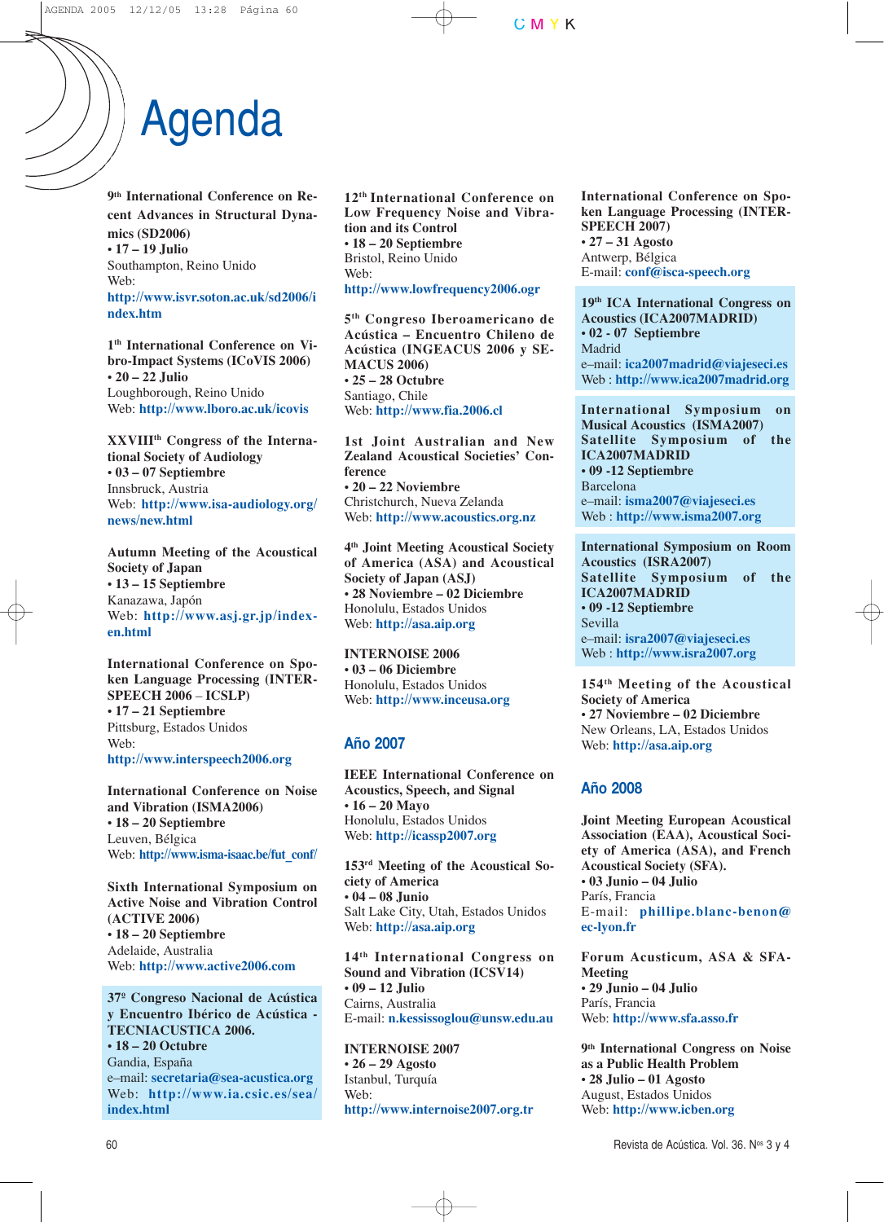# Agenda

**9th International Conference on Recent Advances in Structural Dynamics (SD2006)**
**• 17 – 19 Julio**
Southampton, Reino Unido
Web:
**http://www.isvr.soton.ac.uk/sd2006/index.htm**

**1th International Conference on Vibro-Impact Systems (ICoVIS 2006)**
**• 20 – 22 Julio**
Loughborough, Reino Unido
Web: **http://www.lboro.ac.uk/icovis**

**XXVIIIth Congress of the International Society of Audiology**
**• 03 – 07 Septiembre**
Innsbruck, Austria
Web: **http://www.isa-audiology.org/news/new.html**

**Autumn Meeting of the Acoustical Society of Japan**
**• 13 – 15 Septiembre**
Kanazawa, Japón
Web: **http://www.asj.gr.jp/index-en.html**

**International Conference on Spoken Language Processing (INTERSPEECH 2006 – ICSLP)**
**• 17 – 21 Septiembre**
Pittsburg, Estados Unidos
Web:
**http://www.interspeech2006.org**

**International Conference on Noise and Vibration (ISMA2006)**
**• 18 – 20 Septiembre**
Leuven, Bélgica
Web: **http://www.isma-isaac.be/fut_conf/**

**Sixth International Symposium on Active Noise and Vibration Control (ACTIVE 2006)**
**• 18 – 20 Septiembre**
Adelaide, Australia
Web: **http://www.active2006.com**

**37º Congreso Nacional de Acústica y Encuentro Ibérico de Acústica - TECNIACUSTICA 2006.**
**• 18 – 20 Octubre**
Gandia, España
e–mail: **secretaria@sea-acustica.org**
Web: **http://www.ia.csic.es/sea/index.html**

**12th International Conference on Low Frequency Noise and Vibration and its Control**
**• 18 – 20 Septiembre**
Bristol, Reino Unido
Web:
**http://www.lowfrequency2006.ogr**

**5th Congreso Iberoamericano de Acústica – Encuentro Chileno de Acústica (INGEACUS 2006 y SEMACUS 2006)**
**• 25 – 28 Octubre**
Santiago, Chile
Web: **http://www.fia.2006.cl**

**1st Joint Australian and New Zealand Acoustical Societies' Conference**
**• 20 – 22 Noviembre**
Christchurch, Nueva Zelanda
Web: **http://www.acoustics.org.nz**

**4th Joint Meeting Acoustical Society of America (ASA) and Acoustical Society of Japan (ASJ)**
**• 28 Noviembre – 02 Diciembre**
Honolulu, Estados Unidos
Web: **http://asa.aip.org**

**INTERNOISE 2006**
**• 03 – 06 Diciembre**
Honolulu, Estados Unidos
Web: **http://www.inceusa.org**

## Año 2007

**IEEE International Conference on Acoustics, Speech, and Signal**
**• 16 – 20 Mayo**
Honolulu, Estados Unidos
Web: **http://icassp2007.org**

**153rd Meeting of the Acoustical Society of America**
**• 04 – 08 Junio**
Salt Lake City, Utah, Estados Unidos
Web: **http://asa.aip.org**

**14th International Congress on Sound and Vibration (ICSV14)**
**• 09 – 12 Julio**
Cairns, Australia
E-mail: **n.kessissoglou@unsw.edu.au**

**INTERNOISE 2007**
**• 26 – 29 Agosto**
Istanbul, Turquía
Web:
**http://www.internoise2007.org.tr**

**International Conference on Spoken Language Processing (INTERSPEECH 2007)**
**• 27 – 31 Agosto**
Antwerp, Bélgica
E-mail: **conf@isca-speech.org**

**19th ICA International Congress on Acoustics (ICA2007MADRID)**
**• 02 - 07 Septiembre**
Madrid
e–mail: **ica2007madrid@viajeseci.es**
Web : **http://www.ica2007madrid.org**

**International Symposium on Musical Acoustics (ISMA2007) Satellite Symposium of the ICA2007MADRID**
**• 09 -12 Septiembre**
Barcelona
e–mail: **isma2007@viajeseci.es**
Web : **http://www.isma2007.org**

**International Symposium on Room Acoustics (ISRA2007) Satellite Symposium of the ICA2007MADRID**
**• 09 -12 Septiembre**
Sevilla
e–mail: **isra2007@viajeseci.es**
Web : **http://www.isra2007.org**

**154th Meeting of the Acoustical Society of America**
**• 27 Noviembre – 02 Diciembre**
New Orleans, LA, Estados Unidos
Web: **http://asa.aip.org**

## Año 2008

**Joint Meeting European Acoustical Association (EAA), Acoustical Society of America (ASA), and French Acoustical Society (SFA).**
**• 03 Junio – 04 Julio**
París, Francia
E-mail: **phillipe.blanc-benon@ec-lyon.fr**

**Forum Acusticum, ASA & SFA-Meeting**
**• 29 Junio – 04 Julio**
París, Francia
Web: **http://www.sfa.asso.fr**

**9th International Congress on Noise as a Public Health Problem**
**• 28 Julio – 01 Agosto**
August, Estados Unidos
Web: **http://www.icben.org**